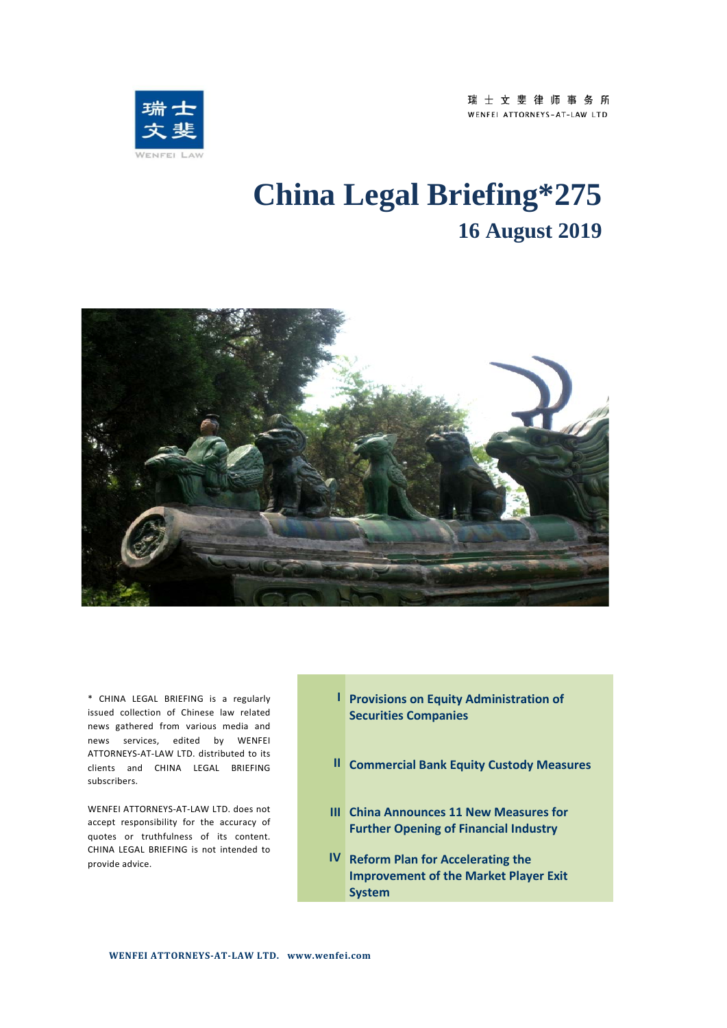瑞士文斐律师事务所
WENFEI ATTORNEYS-AT-LAW LTD

# China Legal Briefing*275

## 16 August 2019

\* CHINA LEGAL BRIEFING is a regularly issued collection of Chinese law related news gathered from various media and news services, edited by WENFEI ATTORNEYS-AT-LAW LTD. distributed to its clients and CHINA LEGAL BRIEFING subscribers.

WENFEI ATTORNEYS-AT-LAW LTD. does not accept responsibility for the accuracy of quotes or truthfulness of its content. CHINA LEGAL BRIEFING is not intended to provide advice.

- **I Provisions on Equity Administration of Securities Companies**
- **II Commercial Bank Equity Custody Measures**
- **III China Announces 11 New Measures for Further Opening of Financial Industry**
- **IV Reform Plan for Accelerating the Improvement of the Market Player Exit System**

**WENFEI ATTORNEYS-AT-LAW LTD. www.wenfei.com**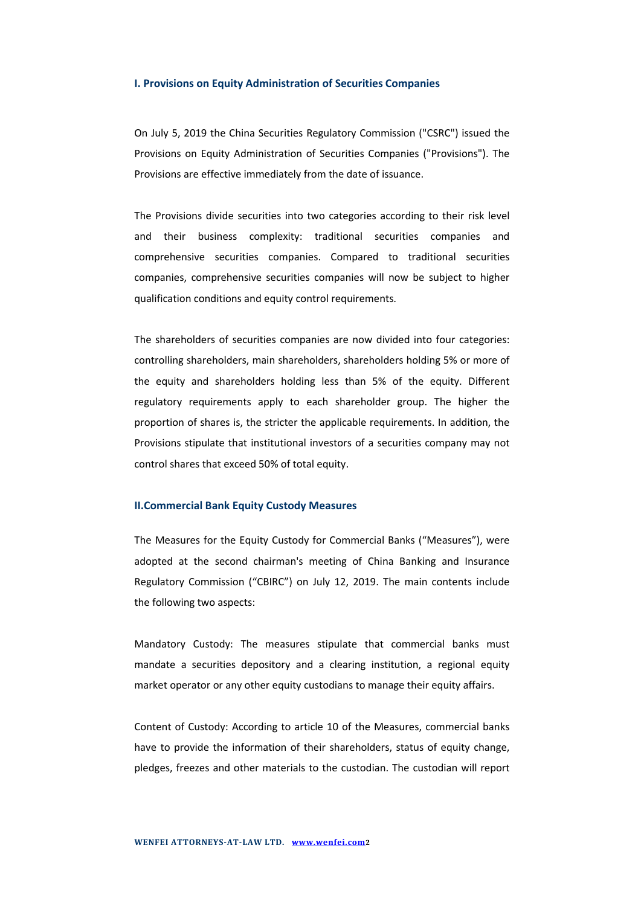## I. Provisions on Equity Administration of Securities Companies

On July 5, 2019 the China Securities Regulatory Commission ("CSRC") issued the Provisions on Equity Administration of Securities Companies ("Provisions"). The Provisions are effective immediately from the date of issuance.

The Provisions divide securities into two categories according to their risk level and their business complexity: traditional securities companies and comprehensive securities companies. Compared to traditional securities companies, comprehensive securities companies will now be subject to higher qualification conditions and equity control requirements.

The shareholders of securities companies are now divided into four categories: controlling shareholders, main shareholders, shareholders holding 5% or more of the equity and shareholders holding less than 5% of the equity. Different regulatory requirements apply to each shareholder group. The higher the proportion of shares is, the stricter the applicable requirements. In addition, the Provisions stipulate that institutional investors of a securities company may not control shares that exceed 50% of total equity.

## II.Commercial Bank Equity Custody Measures

The Measures for the Equity Custody for Commercial Banks ("Measures"), were adopted at the second chairman's meeting of China Banking and Insurance Regulatory Commission ("CBIRC") on July 12, 2019. The main contents include the following two aspects:

Mandatory Custody: The measures stipulate that commercial banks must mandate a securities depository and a clearing institution, a regional equity market operator or any other equity custodians to manage their equity affairs.

Content of Custody: According to article 10 of the Measures, commercial banks have to provide the information of their shareholders, status of equity change, pledges, freezes and other materials to the custodian. The custodian will report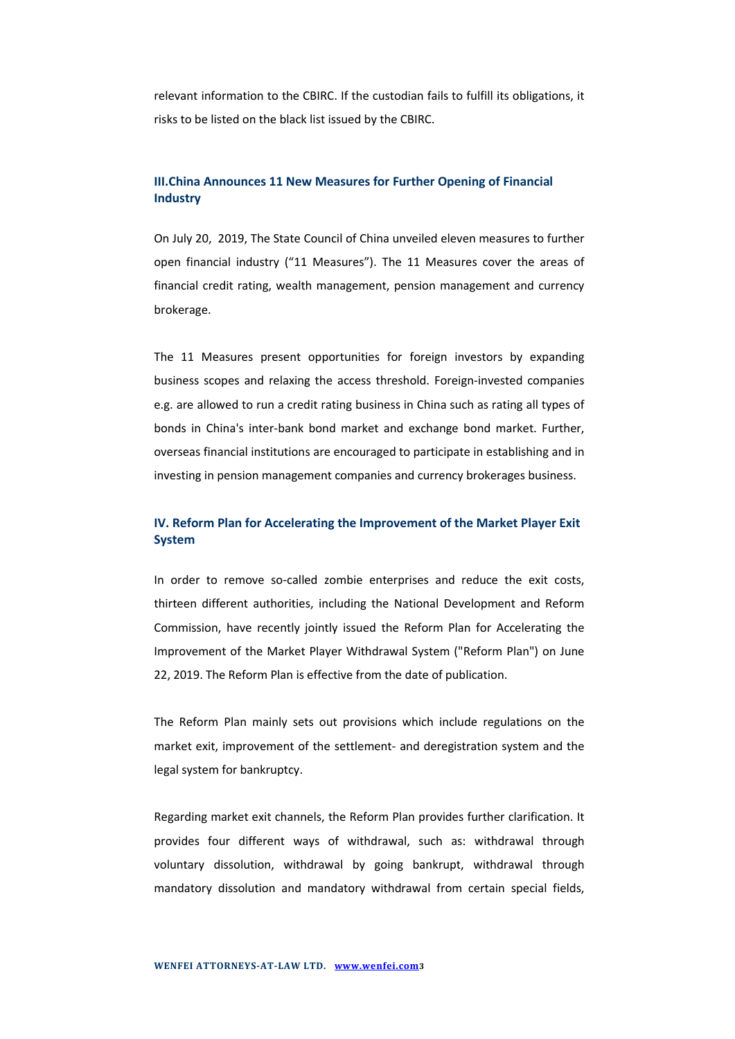relevant information to the CBIRC. If the custodian fails to fulfill its obligations, it risks to be listed on the black list issued by the CBIRC.

## III.China Announces 11 New Measures for Further Opening of Financial Industry

On July 20, 2019, The State Council of China unveiled eleven measures to further open financial industry ("11 Measures"). The 11 Measures cover the areas of financial credit rating, wealth management, pension management and currency brokerage.

The 11 Measures present opportunities for foreign investors by expanding business scopes and relaxing the access threshold. Foreign-invested companies e.g. are allowed to run a credit rating business in China such as rating all types of bonds in China's inter-bank bond market and exchange bond market. Further, overseas financial institutions are encouraged to participate in establishing and in investing in pension management companies and currency brokerages business.

## IV. Reform Plan for Accelerating the Improvement of the Market Player Exit System

In order to remove so-called zombie enterprises and reduce the exit costs, thirteen different authorities, including the National Development and Reform Commission, have recently jointly issued the Reform Plan for Accelerating the Improvement of the Market Player Withdrawal System ("Reform Plan") on June 22, 2019. The Reform Plan is effective from the date of publication.

The Reform Plan mainly sets out provisions which include regulations on the market exit, improvement of the settlement- and deregistration system and the legal system for bankruptcy.

Regarding market exit channels, the Reform Plan provides further clarification. It provides four different ways of withdrawal, such as: withdrawal through voluntary dissolution, withdrawal by going bankrupt, withdrawal through mandatory dissolution and mandatory withdrawal from certain special fields,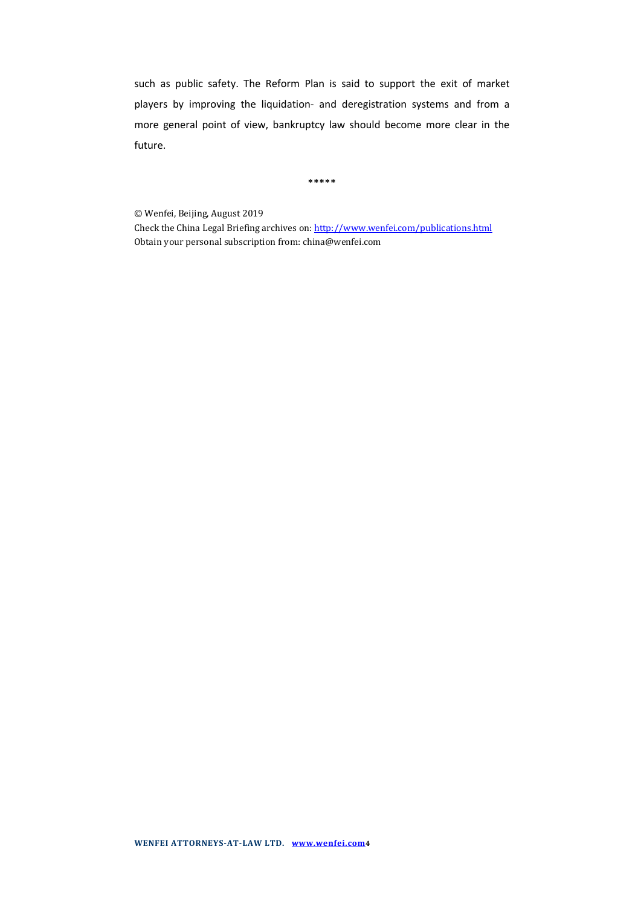such as public safety. The Reform Plan is said to support the exit of market players by improving the liquidation- and deregistration systems and from a more general point of view, bankruptcy law should become more clear in the future.

*****

© Wenfei, Beijing, August 2019
Check the China Legal Briefing archives on: [http://www.wenfei.com/publications.html](http://www.wenfei.com/publications.html)
Obtain your personal subscription from: china@wenfei.com